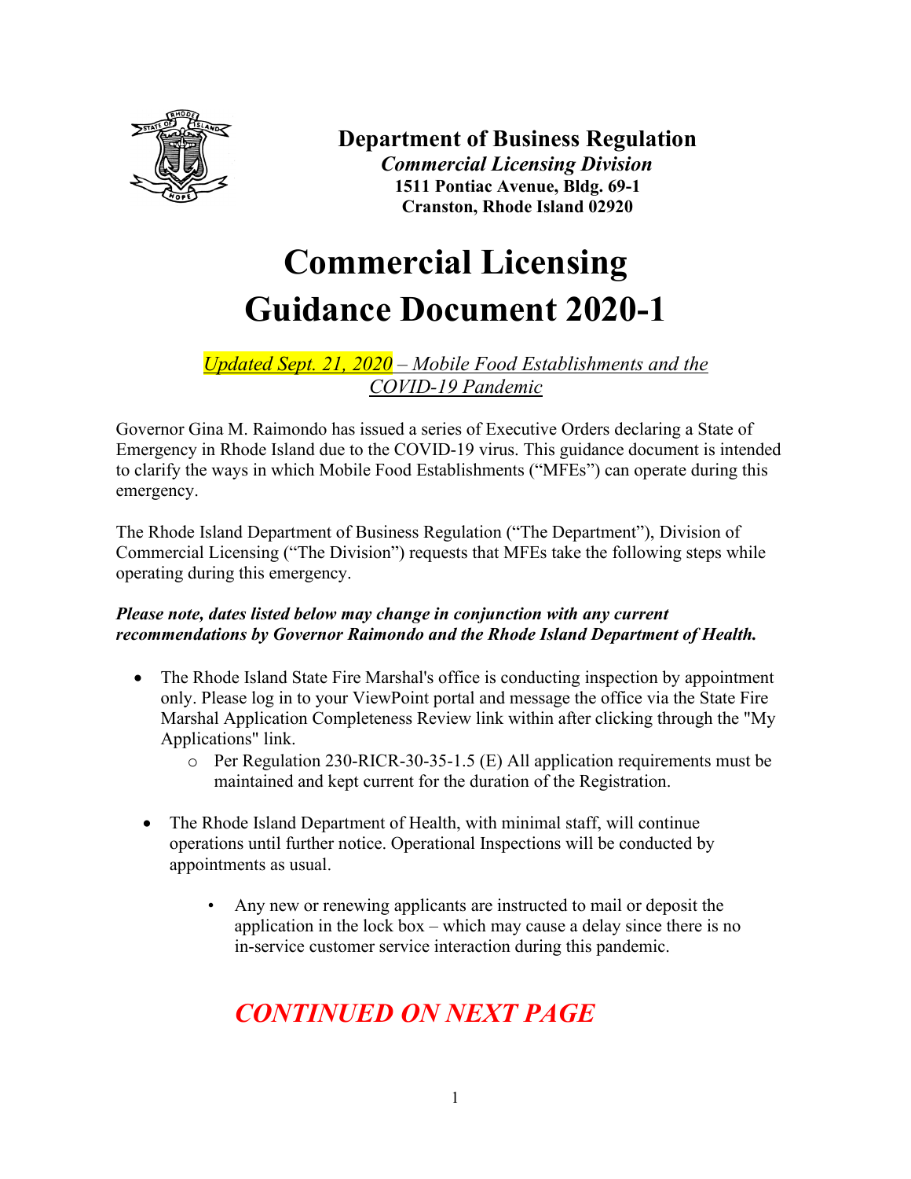**Department of Business Regulation**
***Commercial Licensing Division***
**1511 Pontiac Avenue, Bldg. 69-1**
**Cranston, Rhode Island 02920**

# Commercial Licensing Guidance Document 2020-1

*Updated Sept. 21, 2020 – Mobile Food Establishments and the COVID-19 Pandemic*

Governor Gina M. Raimondo has issued a series of Executive Orders declaring a State of Emergency in Rhode Island due to the COVID-19 virus. This guidance document is intended to clarify the ways in which Mobile Food Establishments ("MFEs") can operate during this emergency.

The Rhode Island Department of Business Regulation ("The Department"), Division of Commercial Licensing ("The Division") requests that MFEs take the following steps while operating during this emergency.

***Please note, dates listed below may change in conjunction with any current recommendations by Governor Raimondo and the Rhode Island Department of Health.***

- The Rhode Island State Fire Marshal's office is conducting inspection by appointment only. Please log in to your ViewPoint portal and message the office via the State Fire Marshal Application Completeness Review link within after clicking through the "My Applications" link.
  - Per Regulation 230-RICR-30-35-1.5 (E) All application requirements must be maintained and kept current for the duration of the Registration.

- The Rhode Island Department of Health, with minimal staff, will continue operations until further notice. Operational Inspections will be conducted by appointments as usual.
  - Any new or renewing applicants are instructed to mail or deposit the application in the lock box – which may cause a delay since there is no in-service customer service interaction during this pandemic.

***CONTINUED ON NEXT PAGE***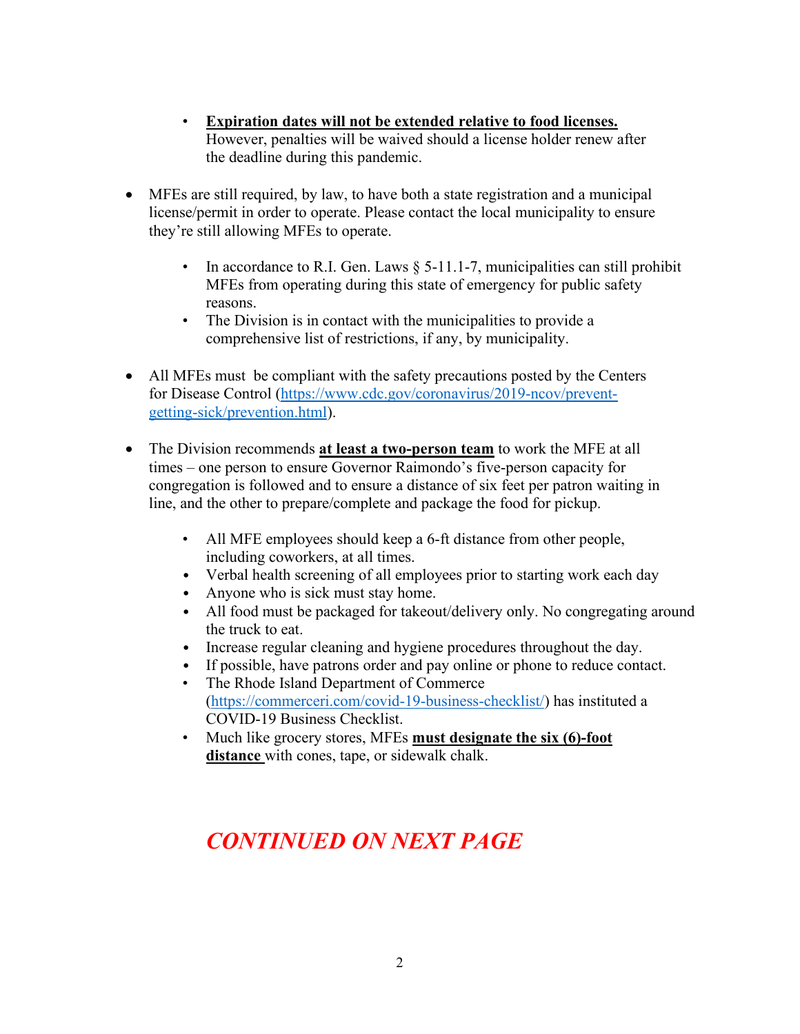- **<u>Expiration dates will not be extended relative to food licenses.</u>** However, penalties will be waived should a license holder renew after the deadline during this pandemic.

- MFEs are still required, by law, to have both a state registration and a municipal license/permit in order to operate. Please contact the local municipality to ensure they're still allowing MFEs to operate.

  - In accordance to R.I. Gen. Laws § 5-11.1-7, municipalities can still prohibit MFEs from operating during this state of emergency for public safety reasons.
  - The Division is in contact with the municipalities to provide a comprehensive list of restrictions, if any, by municipality.

- All MFEs must be compliant with the safety precautions posted by the Centers for Disease Control (https://www.cdc.gov/coronavirus/2019-ncov/prevent-getting-sick/prevention.html).

- The Division recommends **<u>at least a two-person team</u>** to work the MFE at all times – one person to ensure Governor Raimondo's five-person capacity for congregation is followed and to ensure a distance of six feet per patron waiting in line, and the other to prepare/complete and package the food for pickup.

  - All MFE employees should keep a 6-ft distance from other people, including coworkers, at all times.
  - Verbal health screening of all employees prior to starting work each day
  - Anyone who is sick must stay home.
  - All food must be packaged for takeout/delivery only. No congregating around the truck to eat.
  - Increase regular cleaning and hygiene procedures throughout the day.
  - If possible, have patrons order and pay online or phone to reduce contact.
  - The Rhode Island Department of Commerce (https://commerceri.com/covid-19-business-checklist/) has instituted a COVID-19 Business Checklist.
  - Much like grocery stores, MFEs **<u>must designate the six (6)-foot distance</u>** with cones, tape, or sidewalk chalk.

***CONTINUED ON NEXT PAGE***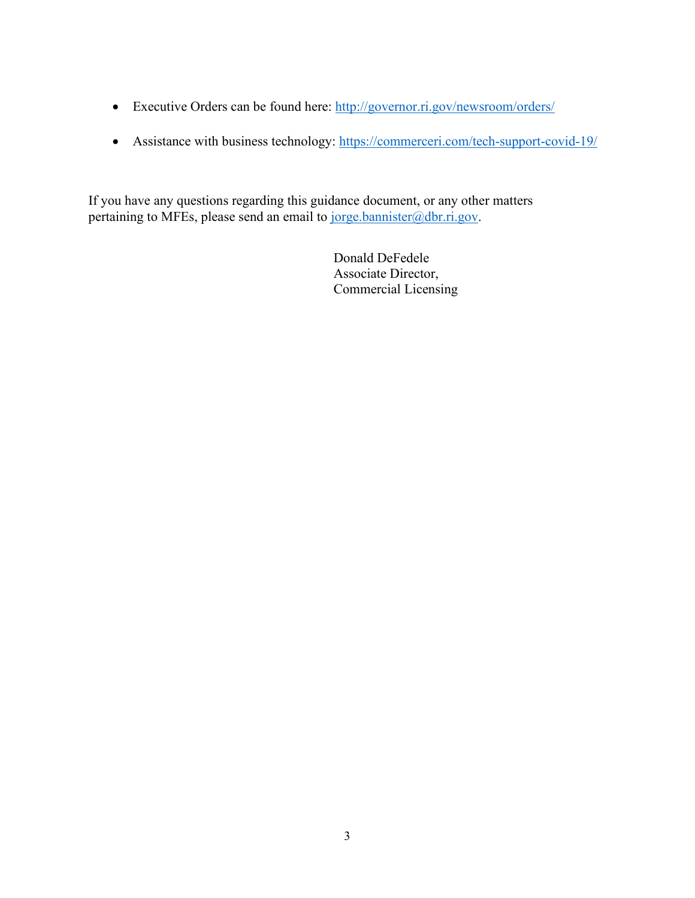- Executive Orders can be found here: http://governor.ri.gov/newsroom/orders/

- Assistance with business technology: https://commerceri.com/tech-support-covid-19/

If you have any questions regarding this guidance document, or any other matters pertaining to MFEs, please send an email to jorge.bannister@dbr.ri.gov.

Donald DeFedele
Associate Director,
Commercial Licensing